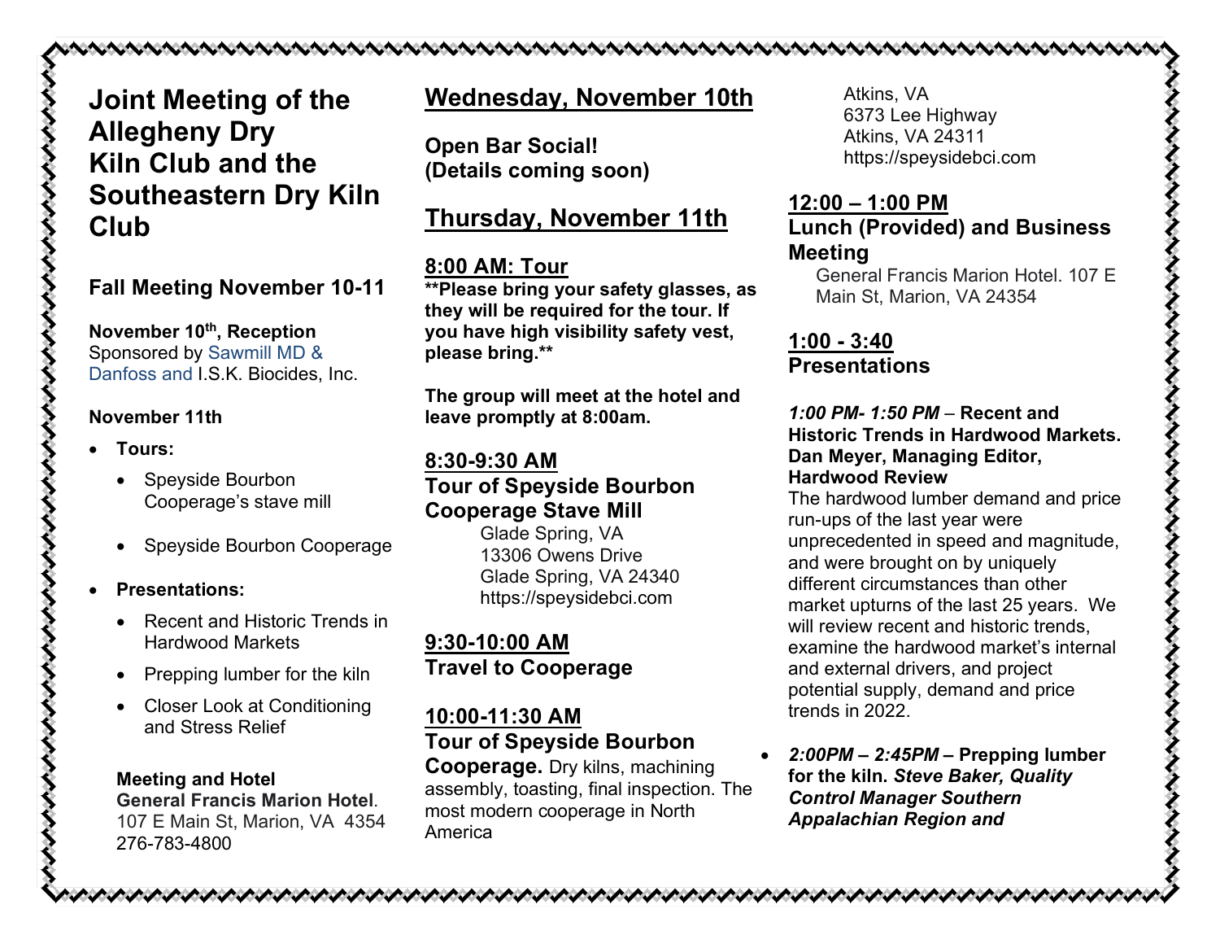# Joint Meeting of the Allegheny Dry Kiln Club and the Southeastern Dry Kiln Club

## Fall Meeting November 10-11

**November 10th, Reception**
Sponsored by Sawmill MD & Danfoss and I.S.K. Biocides, Inc.

**November 11th**

- **Tours:**
  - Speyside Bourbon Cooperage's stave mill
  - Speyside Bourbon Cooperage
- **Presentations:**
  - Recent and Historic Trends in Hardwood Markets
  - Prepping lumber for the kiln
  - Closer Look at Conditioning and Stress Relief

**Meeting and Hotel**
**General Francis Marion Hotel**.
107 E Main St, Marion, VA 4354
276-783-4800

## Wednesday, November 10th

**Open Bar Social!**
**(Details coming soon)**

## Thursday, November 11th

### 8:00 AM: Tour

**\*\*Please bring your safety glasses, as they will be required for the tour. If you have high visibility safety vest, please bring.\*\***

**The group will meet at the hotel and leave promptly at 8:00am.**

### 8:30-9:30 AM
**Tour of Speyside Bourbon Cooperage Stave Mill**

Glade Spring, VA
13306 Owens Drive
Glade Spring, VA 24340
https://speysidebci.com

### 9:30-10:00 AM
**Travel to Cooperage**

### 10:00-11:30 AM
**Tour of Speyside Bourbon Cooperage.** Dry kilns, machining assembly, toasting, final inspection. The most modern cooperage in North America

Atkins, VA
6373 Lee Highway
Atkins, VA 24311
https://speysidebci.com

### 12:00 – 1:00 PM
**Lunch (Provided) and Business Meeting**

General Francis Marion Hotel. 107 E Main St, Marion, VA 24354

### 1:00 - 3:40
**Presentations**

***1:00 PM- 1:50 PM*** – **Recent and Historic Trends in Hardwood Markets. Dan Meyer, Managing Editor, Hardwood Review**
The hardwood lumber demand and price run-ups of the last year were unprecedented in speed and magnitude, and were brought on by uniquely different circumstances than other market upturns of the last 25 years. We will review recent and historic trends, examine the hardwood market's internal and external drivers, and project potential supply, demand and price trends in 2022.

- ***2:00PM – 2:45PM*** **– Prepping lumber for the kiln. *Steve Baker, Quality Control Manager Southern Appalachian Region and***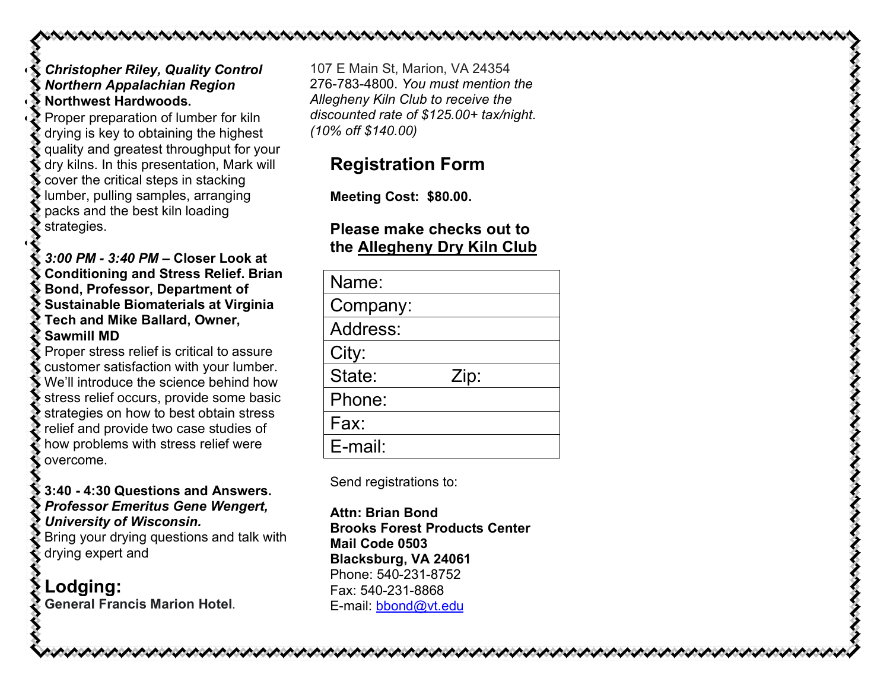***Christopher Riley, Quality Control Northern Appalachian Region* Northwest Hardwoods.**

Proper preparation of lumber for kiln drying is key to obtaining the highest quality and greatest throughput for your dry kilns. In this presentation, Mark will cover the critical steps in stacking lumber, pulling samples, arranging packs and the best kiln loading strategies.

***3:00 PM - 3:40 PM* – Closer Look at Conditioning and Stress Relief. Brian Bond, Professor, Department of Sustainable Biomaterials at Virginia Tech and Mike Ballard, Owner, Sawmill MD**

Proper stress relief is critical to assure customer satisfaction with your lumber. We'll introduce the science behind how stress relief occurs, provide some basic strategies on how to best obtain stress relief and provide two case studies of how problems with stress relief were overcome.

**3:40 - 4:30 Questions and Answers. *Professor Emeritus Gene Wengert, University of Wisconsin.***

Bring your drying questions and talk with drying expert and

## Lodging:

**General Francis Marion Hotel**.
107 E Main St, Marion, VA 24354
276-783-4800. *You must mention the Allegheny Kiln Club to receive the discounted rate of $125.00+ tax/night. (10% off $140.00)*

## Registration Form

**Meeting Cost: $80.00.**

**Please make checks out to the Allegheny Dry Kiln Club**

| |
|---|
| Name: |
| Company: |
| Address: |
| City: |
| State: Zip: |
| Phone: |
| Fax: |
| E-mail: |

Send registrations to:

**Attn: Brian Bond**
**Brooks Forest Products Center**
**Mail Code 0503**
**Blacksburg, VA 24061**
Phone: 540-231-8752
Fax: 540-231-8868
E-mail: bbond@vt.edu